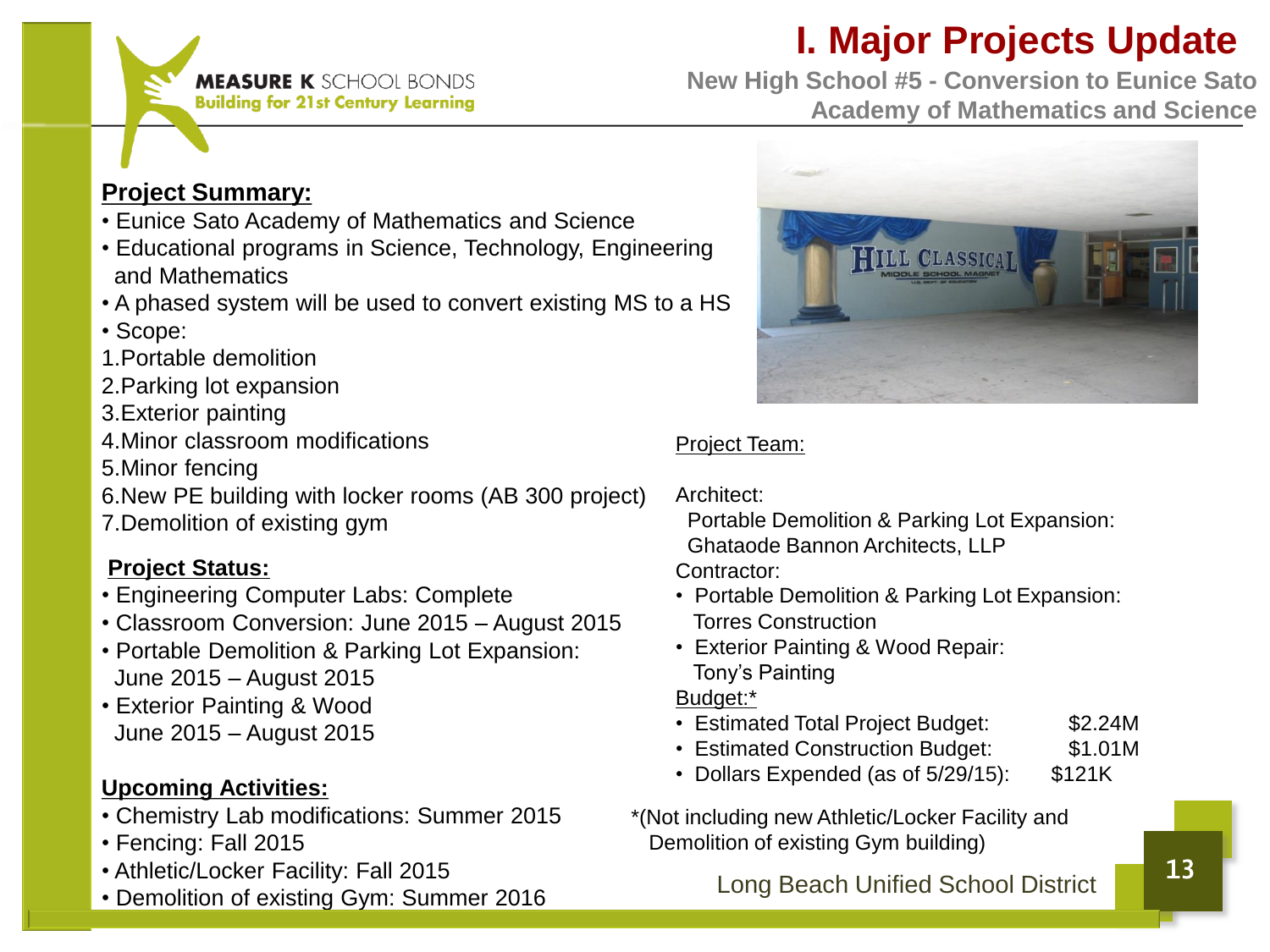# I. Major Projects Update

## New High School #5 - Conversion to Eunice Sato Academy of Mathematics and Science

MEASURE K SCHOOL BONDS
Building for 21st Century Learning

**Project Summary:**

- Eunice Sato Academy of Mathematics and Science
- Educational programs in Science, Technology, Engineering and Mathematics
- A phased system will be used to convert existing MS to a HS
- Scope:

1. Portable demolition
2. Parking lot expansion
3. Exterior painting
4. Minor classroom modifications
5. Minor fencing
6. New PE building with locker rooms (AB 300 project)
7. Demolition of existing gym

**Project Status:**

- Engineering Computer Labs: Complete
- Classroom Conversion: June 2015 – August 2015
- Portable Demolition & Parking Lot Expansion: June 2015 – August 2015
- Exterior Painting & Wood June 2015 – August 2015

**Upcoming Activities:**

- Chemistry Lab modifications: Summer 2015
- Fencing: Fall 2015
- Athletic/Locker Facility: Fall 2015
- Demolition of existing Gym: Summer 2016

Project Team:

Architect:
Portable Demolition & Parking Lot Expansion: Ghataode Bannon Architects, LLP

Contractor:

- Portable Demolition & Parking Lot Expansion: Torres Construction
- Exterior Painting & Wood Repair: Tony's Painting

Budget:*

- Estimated Total Project Budget: $2.24M
- Estimated Construction Budget: $1.01M
- Dollars Expended (as of 5/29/15): $121K

*(Not including new Athletic/Locker Facility and Demolition of existing Gym building)

Long Beach Unified School District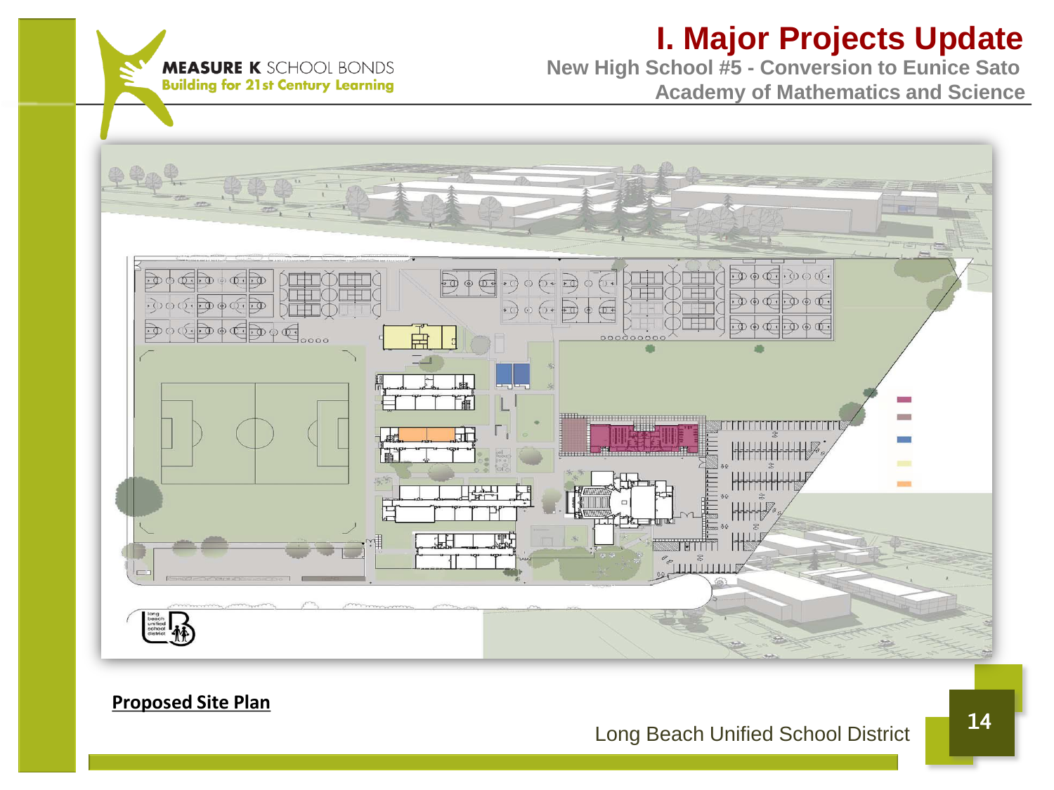MEASURE K SCHOOL BONDS
Building for 21st Century Learning

# I. Major Projects Update

## New High School #5 - Conversion to Eunice Sato Academy of Mathematics and Science

**Proposed Site Plan**

Long Beach Unified School District